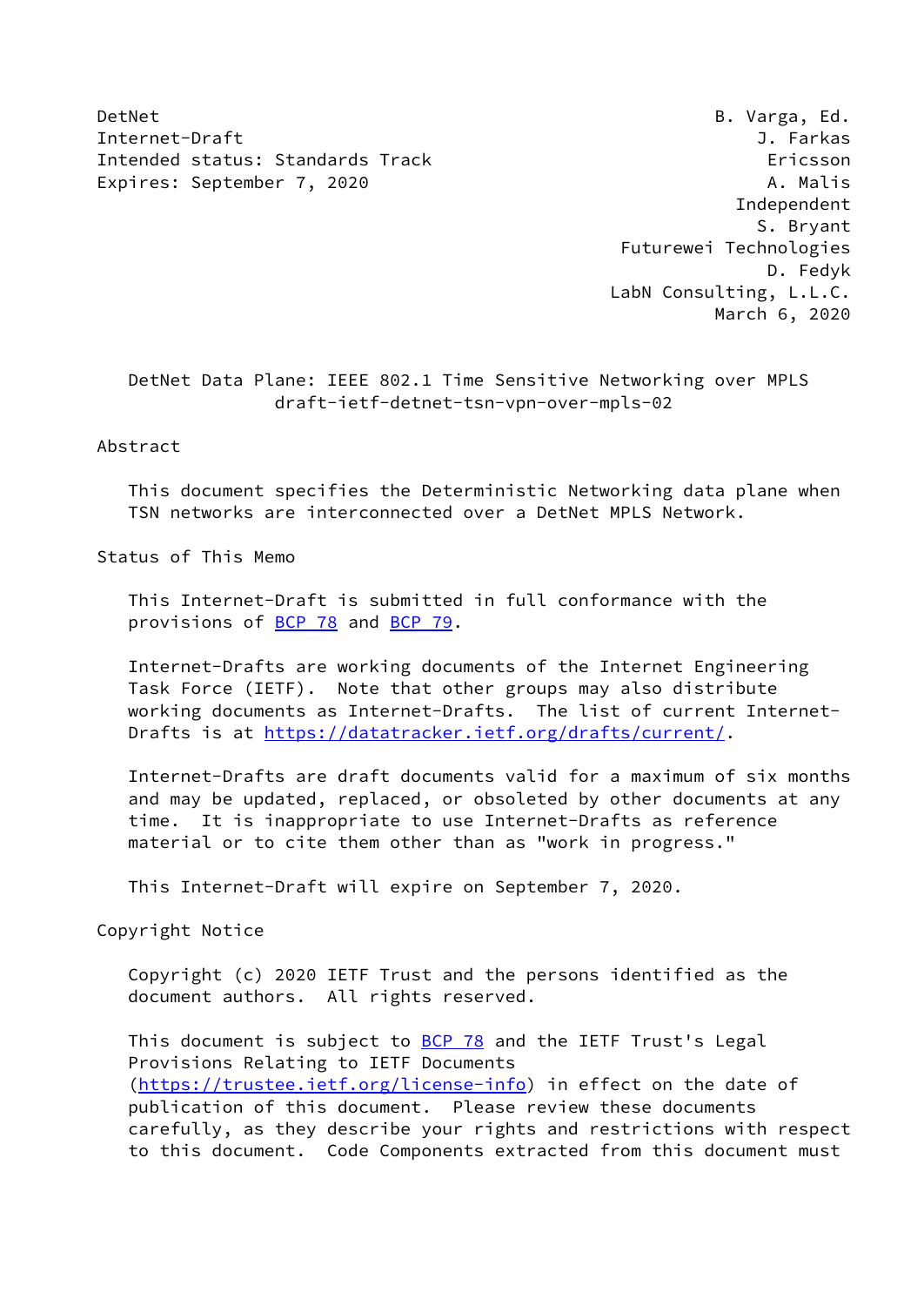DetNet B. Varga, Ed.
Internet-Draft J. Farkas
Intended status: Standards Track Ericsson
Expires: September 7, 2020 A. Malis
Independent
S. Bryant
Futurewei Technologies
D. Fedyk
LabN Consulting, L.L.C.
March 6, 2020

# DetNet Data Plane: IEEE 802.1 Time Sensitive Networking over MPLS
draft-ietf-detnet-tsn-vpn-over-mpls-02

## Abstract

This document specifies the Deterministic Networking data plane when TSN networks are interconnected over a DetNet MPLS Network.

## Status of This Memo

This Internet-Draft is submitted in full conformance with the provisions of BCP 78 and BCP 79.

Internet-Drafts are working documents of the Internet Engineering Task Force (IETF). Note that other groups may also distribute working documents as Internet-Drafts. The list of current Internet-Drafts is at https://datatracker.ietf.org/drafts/current/.

Internet-Drafts are draft documents valid for a maximum of six months and may be updated, replaced, or obsoleted by other documents at any time. It is inappropriate to use Internet-Drafts as reference material or to cite them other than as "work in progress."

This Internet-Draft will expire on September 7, 2020.

## Copyright Notice

Copyright (c) 2020 IETF Trust and the persons identified as the document authors. All rights reserved.

This document is subject to BCP 78 and the IETF Trust's Legal Provisions Relating to IETF Documents (https://trustee.ietf.org/license-info) in effect on the date of publication of this document. Please review these documents carefully, as they describe your rights and restrictions with respect to this document. Code Components extracted from this document must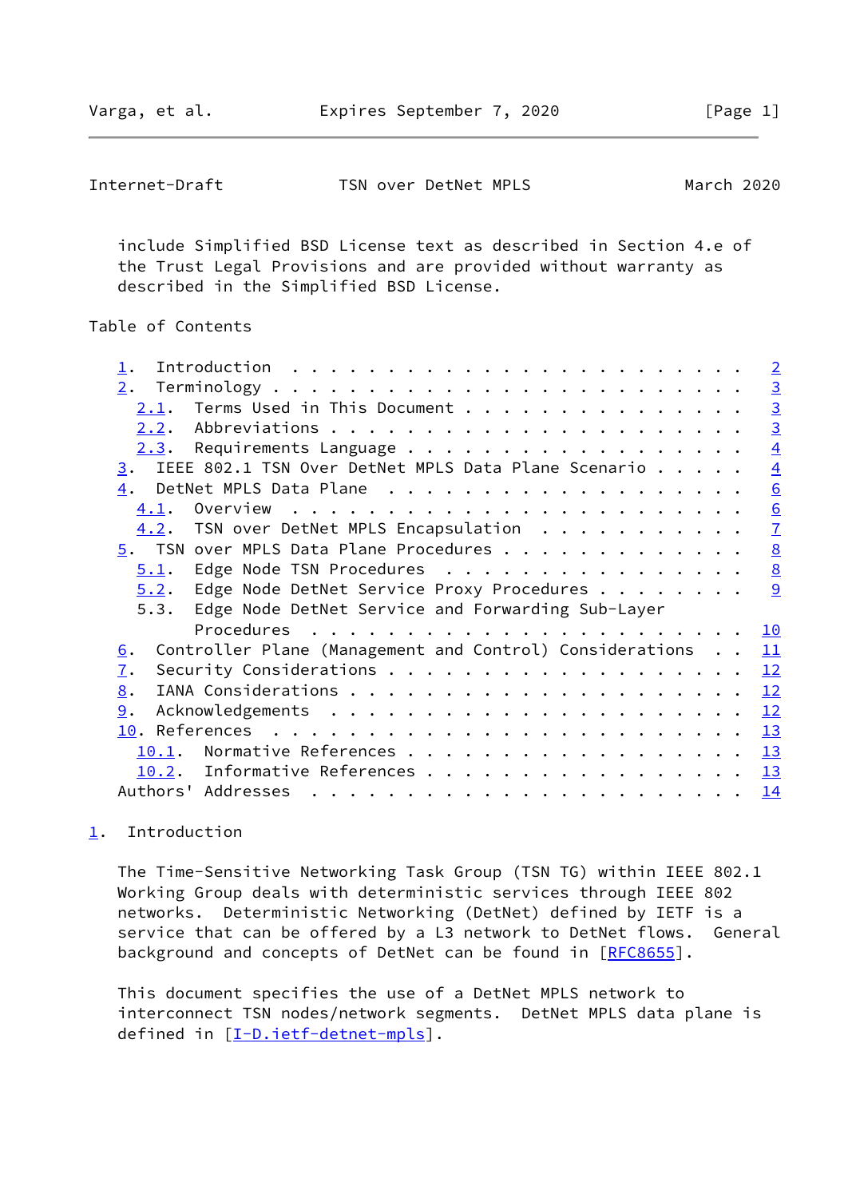include Simplified BSD License text as described in Section 4.e of the Trust Legal Provisions and are provided without warranty as described in the Simplified BSD License.

Table of Contents

- 1. Introduction . . . . . . . . . . . . . . . . . . . . . . . . 2
- 2. Terminology . . . . . . . . . . . . . . . . . . . . . . . . . 3
  - 2.1. Terms Used in This Document . . . . . . . . . . . . . . . 3
  - 2.2. Abbreviations . . . . . . . . . . . . . . . . . . . . . . 3
  - 2.3. Requirements Language . . . . . . . . . . . . . . . . . . 4
- 3. IEEE 802.1 TSN Over DetNet MPLS Data Plane Scenario . . . . . 4
- 4. DetNet MPLS Data Plane . . . . . . . . . . . . . . . . . . . 6
  - 4.1. Overview . . . . . . . . . . . . . . . . . . . . . . . . 6
  - 4.2. TSN over DetNet MPLS Encapsulation . . . . . . . . . . . 7
- 5. TSN over MPLS Data Plane Procedures . . . . . . . . . . . . . 8
  - 5.1. Edge Node TSN Procedures . . . . . . . . . . . . . . . . 8
  - 5.2. Edge Node DetNet Service Proxy Procedures . . . . . . . . 9
  - 5.3. Edge Node DetNet Service and Forwarding Sub-Layer Procedures . . . . . . . . . . . . . . . . . . . . . . . 10
- 6. Controller Plane (Management and Control) Considerations . . 11
- 7. Security Considerations . . . . . . . . . . . . . . . . . . . 12
- 8. IANA Considerations . . . . . . . . . . . . . . . . . . . . . 12
- 9. Acknowledgements . . . . . . . . . . . . . . . . . . . . . . 12
- 10. References . . . . . . . . . . . . . . . . . . . . . . . . . 13
  - 10.1. Normative References . . . . . . . . . . . . . . . . . . 13
  - 10.2. Informative References . . . . . . . . . . . . . . . . . 13
- Authors' Addresses . . . . . . . . . . . . . . . . . . . . . . . 14

## 1. Introduction

The Time-Sensitive Networking Task Group (TSN TG) within IEEE 802.1 Working Group deals with deterministic services through IEEE 802 networks. Deterministic Networking (DetNet) defined by IETF is a service that can be offered by a L3 network to DetNet flows. General background and concepts of DetNet can be found in [RFC8655].

This document specifies the use of a DetNet MPLS network to interconnect TSN nodes/network segments. DetNet MPLS data plane is defined in [I-D.ietf-detnet-mpls].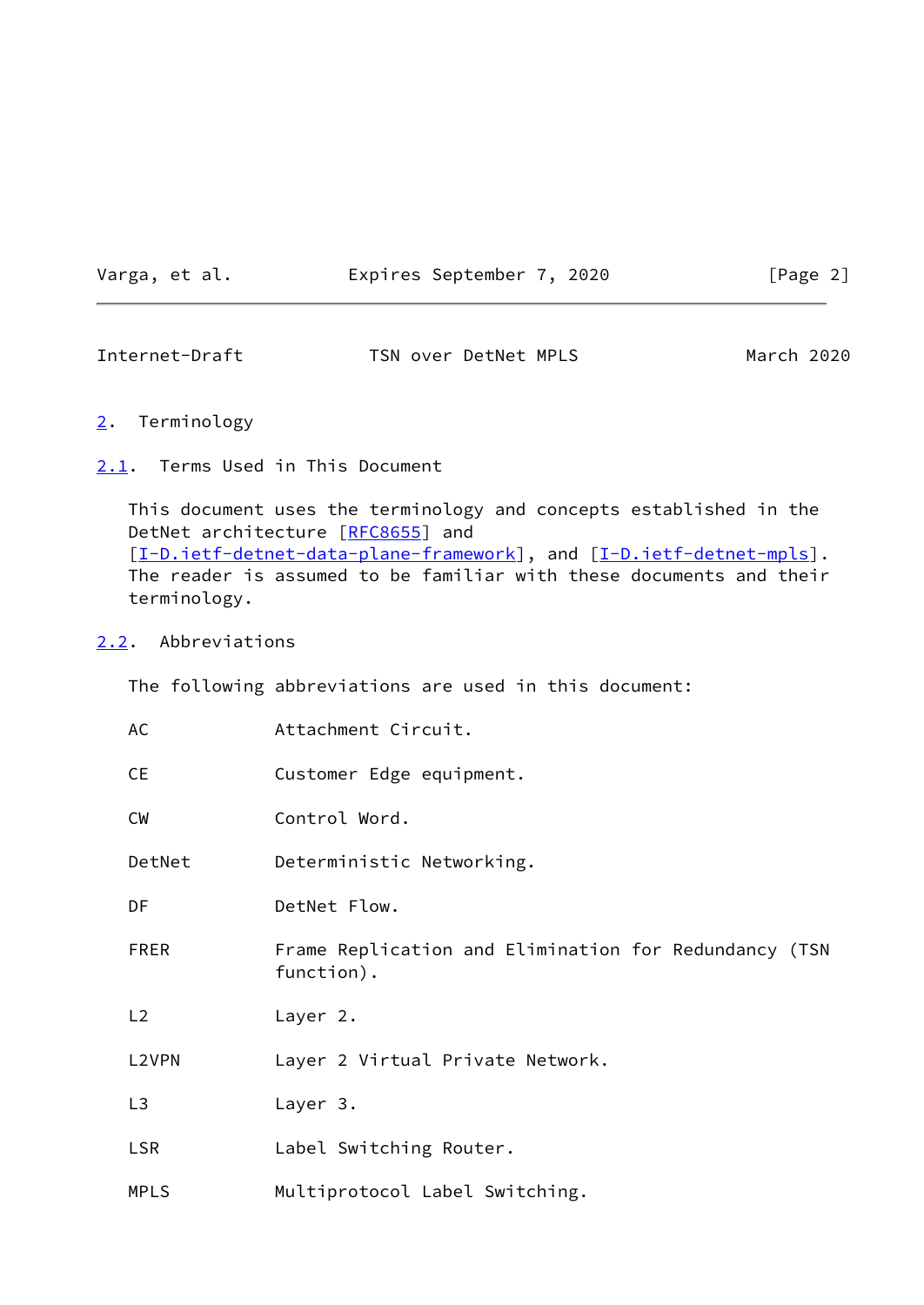## 2. Terminology

### 2.1. Terms Used in This Document

This document uses the terminology and concepts established in the DetNet architecture [RFC8655] and [I-D.ietf-detnet-data-plane-framework], and [I-D.ietf-detnet-mpls]. The reader is assumed to be familiar with these documents and their terminology.

### 2.2. Abbreviations

The following abbreviations are used in this document:

| | |
|---|---|
| AC | Attachment Circuit. |
| CE | Customer Edge equipment. |
| CW | Control Word. |
| DetNet | Deterministic Networking. |
| DF | DetNet Flow. |
| FRER | Frame Replication and Elimination for Redundancy (TSN function). |
| L2 | Layer 2. |
| L2VPN | Layer 2 Virtual Private Network. |
| L3 | Layer 3. |
| LSR | Label Switching Router. |
| MPLS | Multiprotocol Label Switching. |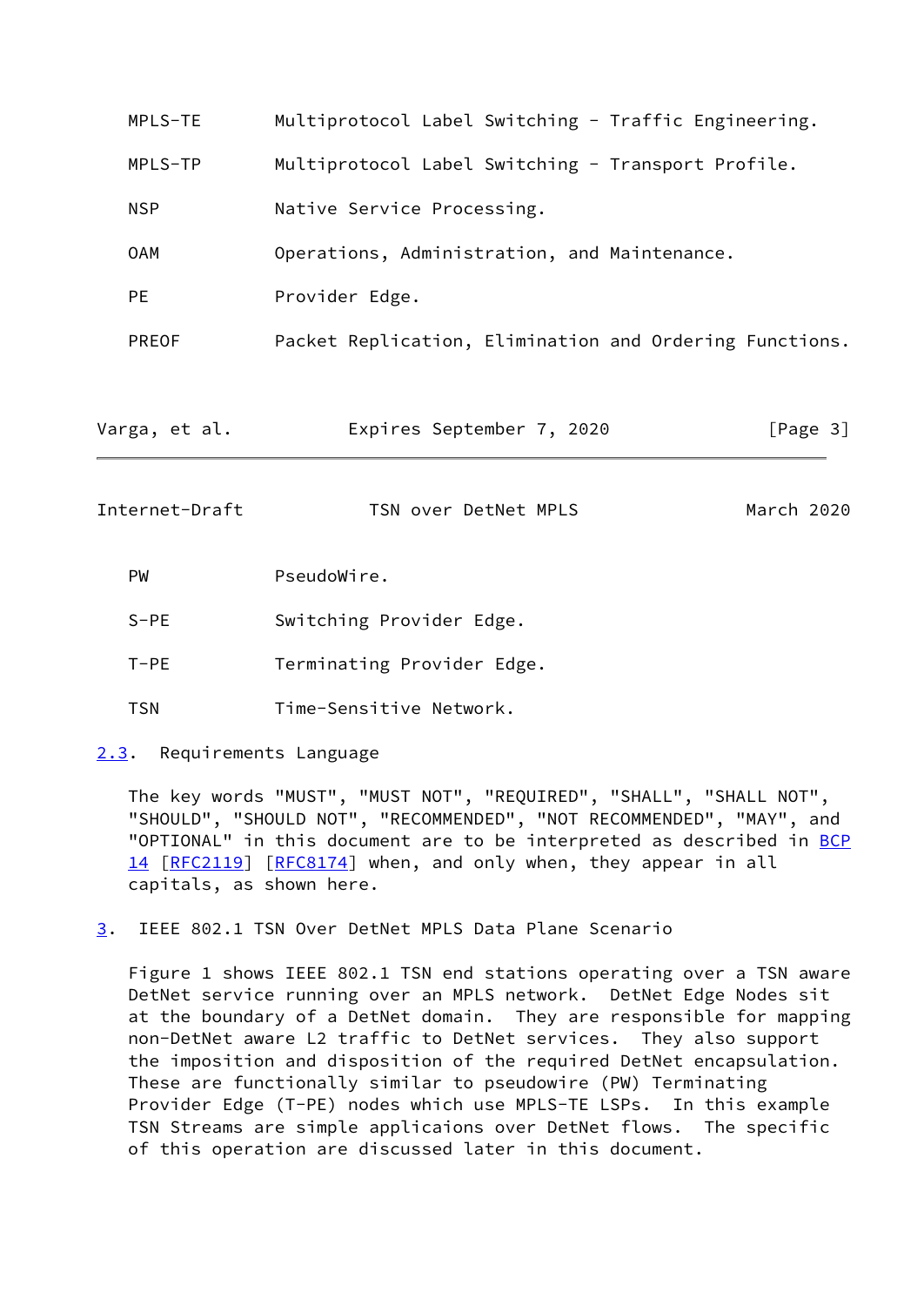| | |
|---|---|
| MPLS-TE | Multiprotocol Label Switching - Traffic Engineering. |
| MPLS-TP | Multiprotocol Label Switching - Transport Profile. |
| NSP | Native Service Processing. |
| OAM | Operations, Administration, and Maintenance. |
| PE | Provider Edge. |
| PREOF | Packet Replication, Elimination and Ordering Functions. |
| PW | PseudoWire. |
| S-PE | Switching Provider Edge. |
| T-PE | Terminating Provider Edge. |
| TSN | Time-Sensitive Network. |

### 2.3. Requirements Language

The key words "MUST", "MUST NOT", "REQUIRED", "SHALL", "SHALL NOT", "SHOULD", "SHOULD NOT", "RECOMMENDED", "NOT RECOMMENDED", "MAY", and "OPTIONAL" in this document are to be interpreted as described in BCP 14 [RFC2119] [RFC8174] when, and only when, they appear in all capitals, as shown here.

## 3. IEEE 802.1 TSN Over DetNet MPLS Data Plane Scenario

Figure 1 shows IEEE 802.1 TSN end stations operating over a TSN aware DetNet service running over an MPLS network. DetNet Edge Nodes sit at the boundary of a DetNet domain. They are responsible for mapping non-DetNet aware L2 traffic to DetNet services. They also support the imposition and disposition of the required DetNet encapsulation. These are functionally similar to pseudowire (PW) Terminating Provider Edge (T-PE) nodes which use MPLS-TE LSPs. In this example TSN Streams are simple applicaions over DetNet flows. The specific of this operation are discussed later in this document.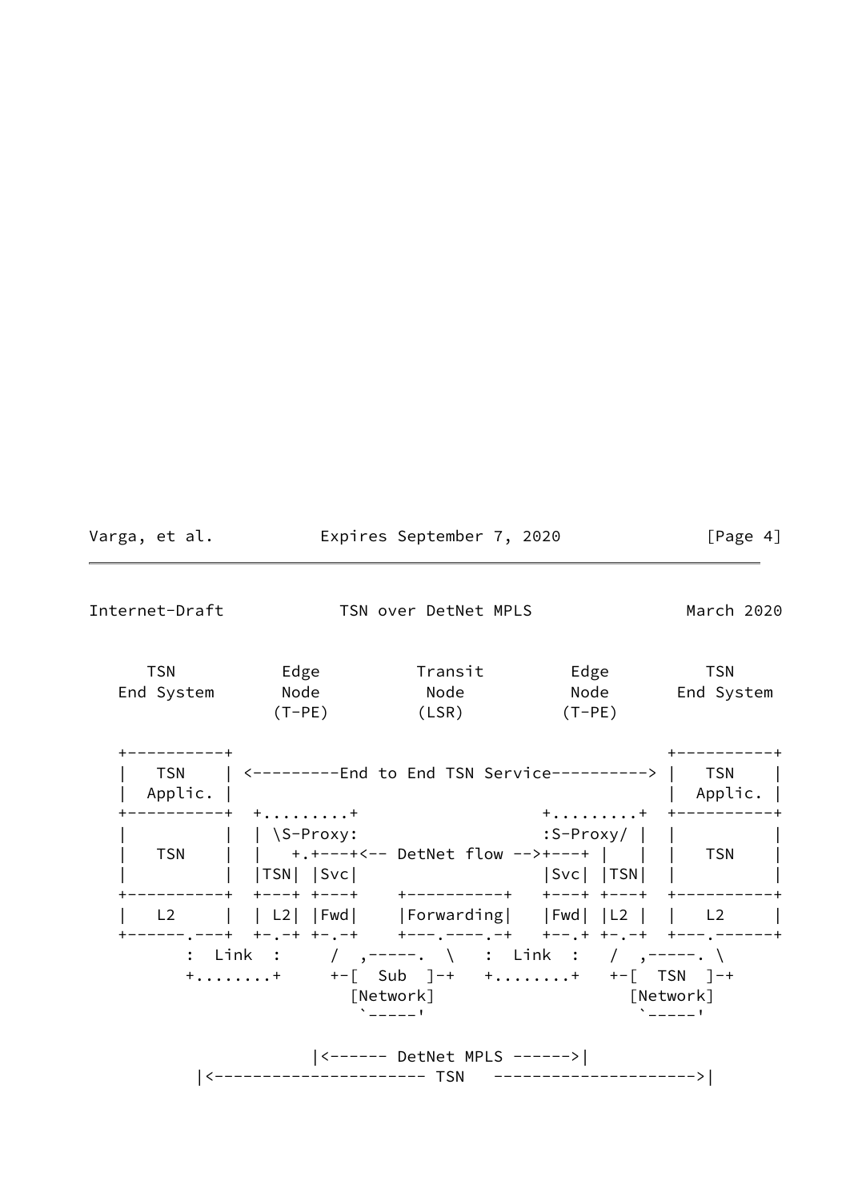```
    TSN           Edge          Transit         Edge         TSN
  End System      Node           Node           Node       End System
                 (T-PE)         (LSR)          (T-PE)

  +----------+                                            +----------+
  |   TSN    | <---------End to End TSN Service---------> |   TSN    |
  |  Applic. |                                            |  Applic. |
  +----------+  +.........+                  +.........+  +----------+
  |          |  | \S-Proxy:                  :S-Proxy/ |  |          |
  |   TSN    |  |   +.+---+<-- DetNet flow -->+---+ |   |  |   TSN    |
  |          |  |TSN| |Svc|                  |Svc| |TSN|  |          |
  +----------+  +---+ +---+    +----------+    +---+ +---+  +----------+
  |    L2    |  | L2| |Fwd|    |Forwarding|    |Fwd| |L2 |  |    L2    |
  +------.---+  +-.-+ +-.-+    +---.----.-+    +--.+ +-.-+  +---.------+
        :  Link  :     /  ,-----.  \   :  Link  :   /  ,-----. \
        +........+     +-[  Sub  ]-+   +........+   +-[  TSN  ]-+
                          [Network]                   [Network]
                           `-----'                     `-----'

                     |<------ DetNet MPLS ------>|
            |<---------------------- TSN   --------------------->|
```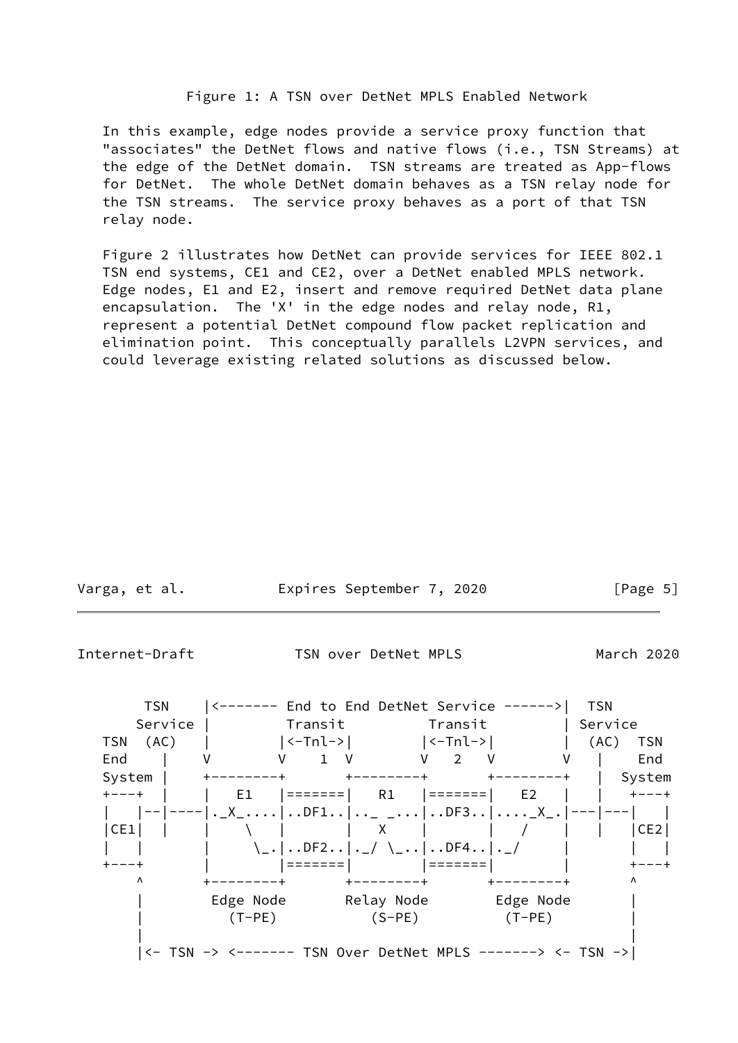Figure 1: A TSN over DetNet MPLS Enabled Network

In this example, edge nodes provide a service proxy function that "associates" the DetNet flows and native flows (i.e., TSN Streams) at the edge of the DetNet domain. TSN streams are treated as App-flows for DetNet. The whole DetNet domain behaves as a TSN relay node for the TSN streams. The service proxy behaves as a port of that TSN relay node.

Figure 2 illustrates how DetNet can provide services for IEEE 802.1 TSN end systems, CE1 and CE2, over a DetNet enabled MPLS network. Edge nodes, E1 and E2, insert and remove required DetNet data plane encapsulation. The 'X' in the edge nodes and relay node, R1, represent a potential DetNet compound flow packet replication and elimination point. This conceptually parallels L2VPN services, and could leverage existing related solutions as discussed below.

```
       TSN    |<------- End to End DetNet Service ------>|  TSN
      Service |         Transit          Transit         | Service
  TSN  (AC)   |        |<-Tnl->|        |<-Tnl->|        |  (AC)  TSN
  End    |    V        V   1   V        V   2   V        V   |    End
  System |    +--------+       +--------+       +--------+   |  System
  +---+  |    |   E1   |=======|   R1   |=======|   E2   |   |   +---+
  |   |--|----|._X_....|..DF1..|.._ _...|..DF3..|...._X_.|---|---|   |
  |CE1|  |    |    \   |       |   X    |       |   /    |   |   |CE2|
  |   |       |     \_.|..DF2..|._/ \_..|..DF4..|._/     |       |   |
  +---+       |        |=======|        |=======|        |       +---+
      ^       +--------+       +--------+       +--------+       ^
      |        Edge Node       Relay Node        Edge Node       |
      |          (T-PE)          (S-PE)           (T-PE)         |
      |                                                          |
      |<- TSN -> <------- TSN Over DetNet MPLS -------> <- TSN ->|
```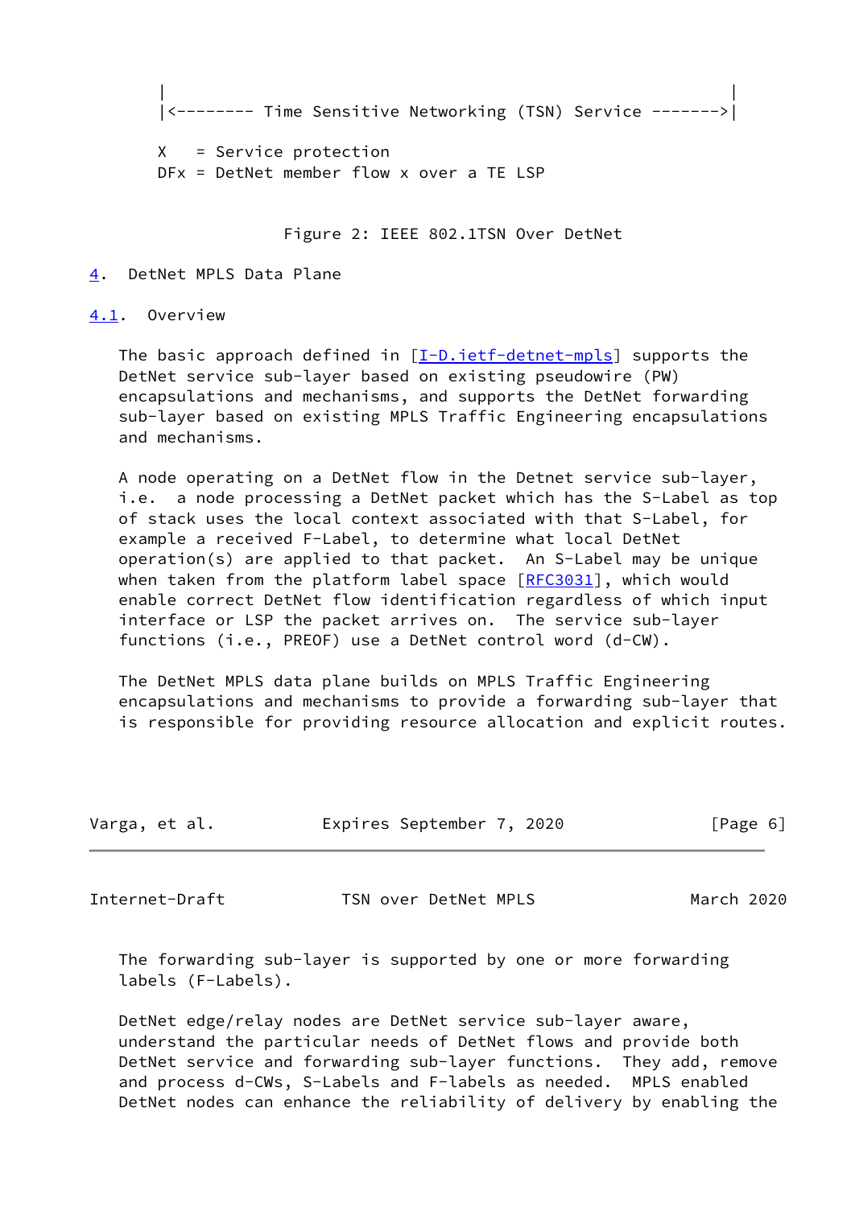```
|                                                             |
|<-------- Time Sensitive Networking (TSN) Service ------->|

X   = Service protection
DFx = DetNet member flow x over a TE LSP
```

Figure 2: IEEE 802.1TSN Over DetNet

# 4. DetNet MPLS Data Plane

## 4.1. Overview

The basic approach defined in [I-D.ietf-detnet-mpls] supports the DetNet service sub-layer based on existing pseudowire (PW) encapsulations and mechanisms, and supports the DetNet forwarding sub-layer based on existing MPLS Traffic Engineering encapsulations and mechanisms.

A node operating on a DetNet flow in the Detnet service sub-layer, i.e. a node processing a DetNet packet which has the S-Label as top of stack uses the local context associated with that S-Label, for example a received F-Label, to determine what local DetNet operation(s) are applied to that packet. An S-Label may be unique when taken from the platform label space [RFC3031], which would enable correct DetNet flow identification regardless of which input interface or LSP the packet arrives on. The service sub-layer functions (i.e., PREOF) use a DetNet control word (d-CW).

The DetNet MPLS data plane builds on MPLS Traffic Engineering encapsulations and mechanisms to provide a forwarding sub-layer that is responsible for providing resource allocation and explicit routes.

The forwarding sub-layer is supported by one or more forwarding labels (F-Labels).

DetNet edge/relay nodes are DetNet service sub-layer aware, understand the particular needs of DetNet flows and provide both DetNet service and forwarding sub-layer functions. They add, remove and process d-CWs, S-Labels and F-labels as needed. MPLS enabled DetNet nodes can enhance the reliability of delivery by enabling the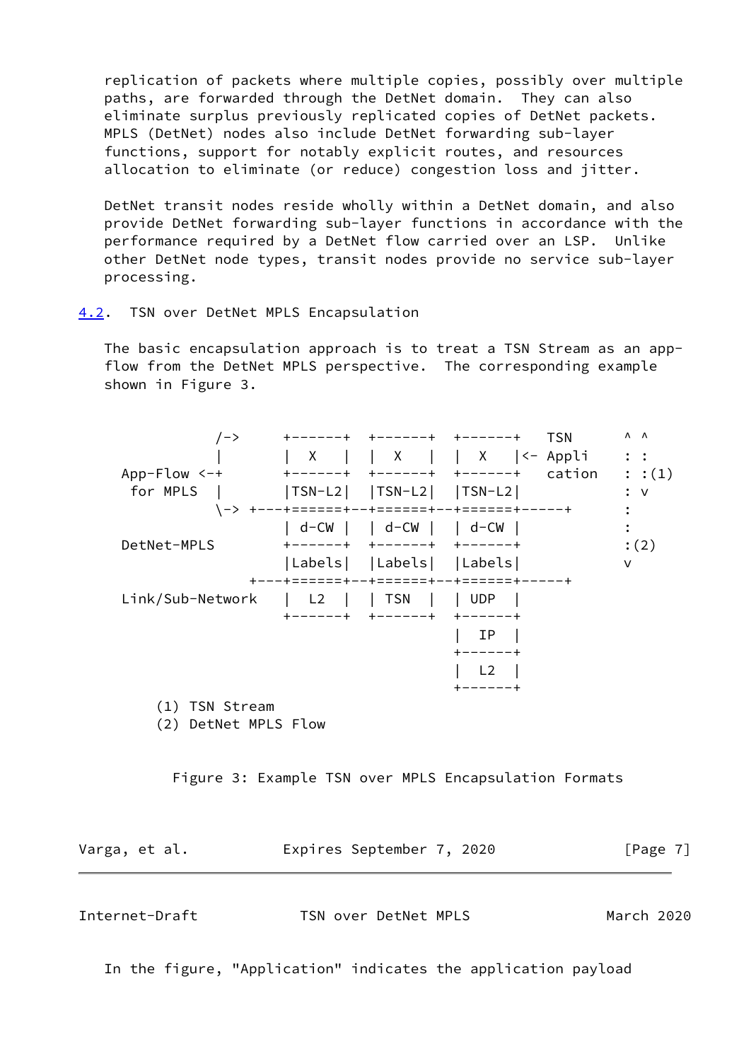replication of packets where multiple copies, possibly over multiple paths, are forwarded through the DetNet domain. They can also eliminate surplus previously replicated copies of DetNet packets. MPLS (DetNet) nodes also include DetNet forwarding sub-layer functions, support for notably explicit routes, and resources allocation to eliminate (or reduce) congestion loss and jitter.

DetNet transit nodes reside wholly within a DetNet domain, and also provide DetNet forwarding sub-layer functions in accordance with the performance required by a DetNet flow carried over an LSP. Unlike other DetNet node types, transit nodes provide no service sub-layer processing.

### 4.2. TSN over DetNet MPLS Encapsulation

The basic encapsulation approach is to treat a TSN Stream as an app-flow from the DetNet MPLS perspective. The corresponding example shown in Figure 3.

```
           /->      +------+  +------+  +------+   TSN       ^ ^
           |        |  X   |  |  X   |  |  X   |<- Appli     : :
 App-Flow <-+       +------+  +------+  +------+   cation    : :(1)
  for MPLS  |       |TSN-L2|  |TSN-L2|  |TSN-L2|             : v
           \-> +---+======+--+======+--+======+-----+        :
                    | d-CW |  | d-CW |  | d-CW |             :
 DetNet-MPLS        +------+  +------+  +------+             :(2)
                    |Labels|  |Labels|  |Labels|             v
               +---+======+--+======+--+======+-----+
 Link/Sub-Network   |  L2  |  | TSN  |  | UDP  |
                    +------+  +------+  +------+
                                        |  IP  |
                                        +------+
                                        |  L2  |
                                        +------+
      (1) TSN Stream
      (2) DetNet MPLS Flow
```

Figure 3: Example TSN over MPLS Encapsulation Formats

In the figure, "Application" indicates the application payload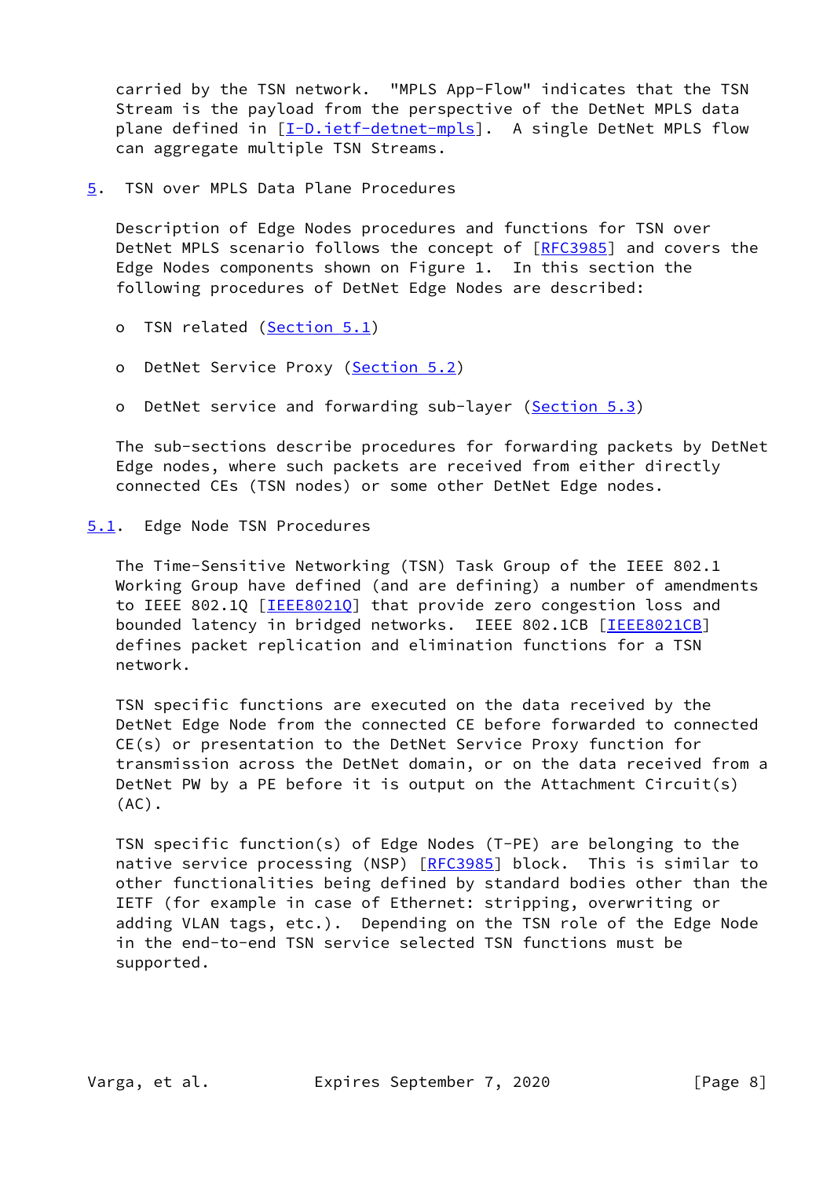carried by the TSN network. "MPLS App-Flow" indicates that the TSN Stream is the payload from the perspective of the DetNet MPLS data plane defined in [I-D.ietf-detnet-mpls]. A single DetNet MPLS flow can aggregate multiple TSN Streams.

## 5. TSN over MPLS Data Plane Procedures

Description of Edge Nodes procedures and functions for TSN over DetNet MPLS scenario follows the concept of [RFC3985] and covers the Edge Nodes components shown on Figure 1. In this section the following procedures of DetNet Edge Nodes are described:

- TSN related (Section 5.1)
- DetNet Service Proxy (Section 5.2)
- DetNet service and forwarding sub-layer (Section 5.3)

The sub-sections describe procedures for forwarding packets by DetNet Edge nodes, where such packets are received from either directly connected CEs (TSN nodes) or some other DetNet Edge nodes.

### 5.1. Edge Node TSN Procedures

The Time-Sensitive Networking (TSN) Task Group of the IEEE 802.1 Working Group have defined (and are defining) a number of amendments to IEEE 802.1Q [IEEE8021Q] that provide zero congestion loss and bounded latency in bridged networks. IEEE 802.1CB [IEEE8021CB] defines packet replication and elimination functions for a TSN network.

TSN specific functions are executed on the data received by the DetNet Edge Node from the connected CE before forwarded to connected CE(s) or presentation to the DetNet Service Proxy function for transmission across the DetNet domain, or on the data received from a DetNet PW by a PE before it is output on the Attachment Circuit(s) (AC).

TSN specific function(s) of Edge Nodes (T-PE) are belonging to the native service processing (NSP) [RFC3985] block. This is similar to other functionalities being defined by standard bodies other than the IETF (for example in case of Ethernet: stripping, overwriting or adding VLAN tags, etc.). Depending on the TSN role of the Edge Node in the end-to-end TSN service selected TSN functions must be supported.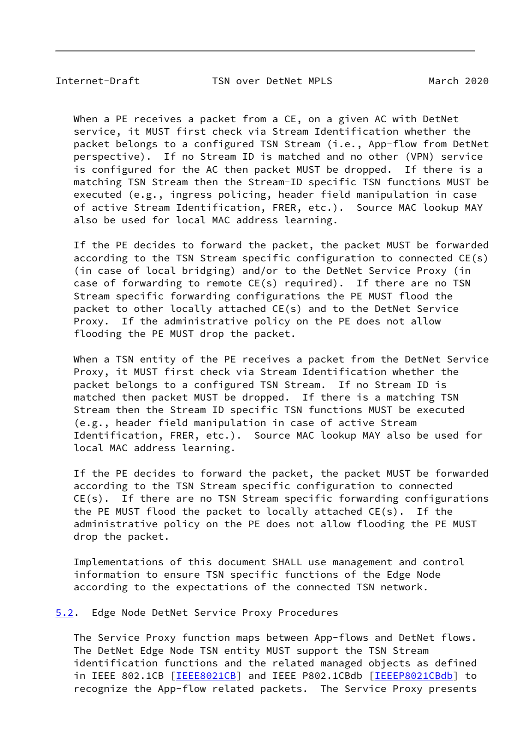When a PE receives a packet from a CE, on a given AC with DetNet service, it MUST first check via Stream Identification whether the packet belongs to a configured TSN Stream (i.e., App-flow from DetNet perspective). If no Stream ID is matched and no other (VPN) service is configured for the AC then packet MUST be dropped. If there is a matching TSN Stream then the Stream-ID specific TSN functions MUST be executed (e.g., ingress policing, header field manipulation in case of active Stream Identification, FRER, etc.). Source MAC lookup MAY also be used for local MAC address learning.

If the PE decides to forward the packet, the packet MUST be forwarded according to the TSN Stream specific configuration to connected CE(s) (in case of local bridging) and/or to the DetNet Service Proxy (in case of forwarding to remote CE(s) required). If there are no TSN Stream specific forwarding configurations the PE MUST flood the packet to other locally attached CE(s) and to the DetNet Service Proxy. If the administrative policy on the PE does not allow flooding the PE MUST drop the packet.

When a TSN entity of the PE receives a packet from the DetNet Service Proxy, it MUST first check via Stream Identification whether the packet belongs to a configured TSN Stream. If no Stream ID is matched then packet MUST be dropped. If there is a matching TSN Stream then the Stream ID specific TSN functions MUST be executed (e.g., header field manipulation in case of active Stream Identification, FRER, etc.). Source MAC lookup MAY also be used for local MAC address learning.

If the PE decides to forward the packet, the packet MUST be forwarded according to the TSN Stream specific configuration to connected CE(s). If there are no TSN Stream specific forwarding configurations the PE MUST flood the packet to locally attached CE(s). If the administrative policy on the PE does not allow flooding the PE MUST drop the packet.

Implementations of this document SHALL use management and control information to ensure TSN specific functions of the Edge Node according to the expectations of the connected TSN network.

### 5.2. Edge Node DetNet Service Proxy Procedures

The Service Proxy function maps between App-flows and DetNet flows. The DetNet Edge Node TSN entity MUST support the TSN Stream identification functions and the related managed objects as defined in IEEE 802.1CB [IEEE8021CB] and IEEE P802.1CBdb [IEEEP8021CBdb] to recognize the App-flow related packets. The Service Proxy presents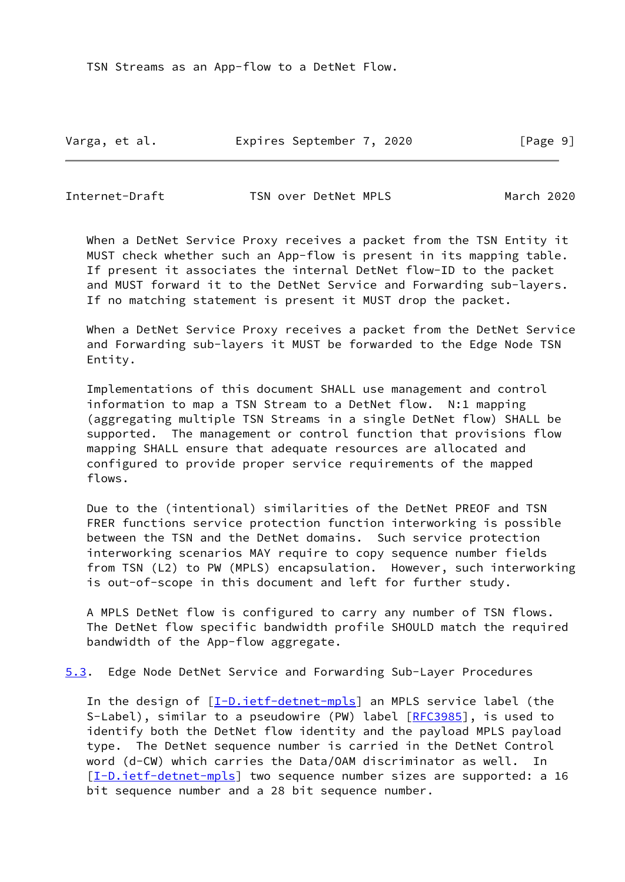TSN Streams as an App-flow to a DetNet Flow.

When a DetNet Service Proxy receives a packet from the TSN Entity it MUST check whether such an App-flow is present in its mapping table. If present it associates the internal DetNet flow-ID to the packet and MUST forward it to the DetNet Service and Forwarding sub-layers. If no matching statement is present it MUST drop the packet.

When a DetNet Service Proxy receives a packet from the DetNet Service and Forwarding sub-layers it MUST be forwarded to the Edge Node TSN Entity.

Implementations of this document SHALL use management and control information to map a TSN Stream to a DetNet flow. N:1 mapping (aggregating multiple TSN Streams in a single DetNet flow) SHALL be supported. The management or control function that provisions flow mapping SHALL ensure that adequate resources are allocated and configured to provide proper service requirements of the mapped flows.

Due to the (intentional) similarities of the DetNet PREOF and TSN FRER functions service protection function interworking is possible between the TSN and the DetNet domains. Such service protection interworking scenarios MAY require to copy sequence number fields from TSN (L2) to PW (MPLS) encapsulation. However, such interworking is out-of-scope in this document and left for further study.

A MPLS DetNet flow is configured to carry any number of TSN flows. The DetNet flow specific bandwidth profile SHOULD match the required bandwidth of the App-flow aggregate.

### 5.3. Edge Node DetNet Service and Forwarding Sub-Layer Procedures

In the design of [I-D.ietf-detnet-mpls] an MPLS service label (the S-Label), similar to a pseudowire (PW) label [RFC3985], is used to identify both the DetNet flow identity and the payload MPLS payload type. The DetNet sequence number is carried in the DetNet Control word (d-CW) which carries the Data/OAM discriminator as well. In [I-D.ietf-detnet-mpls] two sequence number sizes are supported: a 16 bit sequence number and a 28 bit sequence number.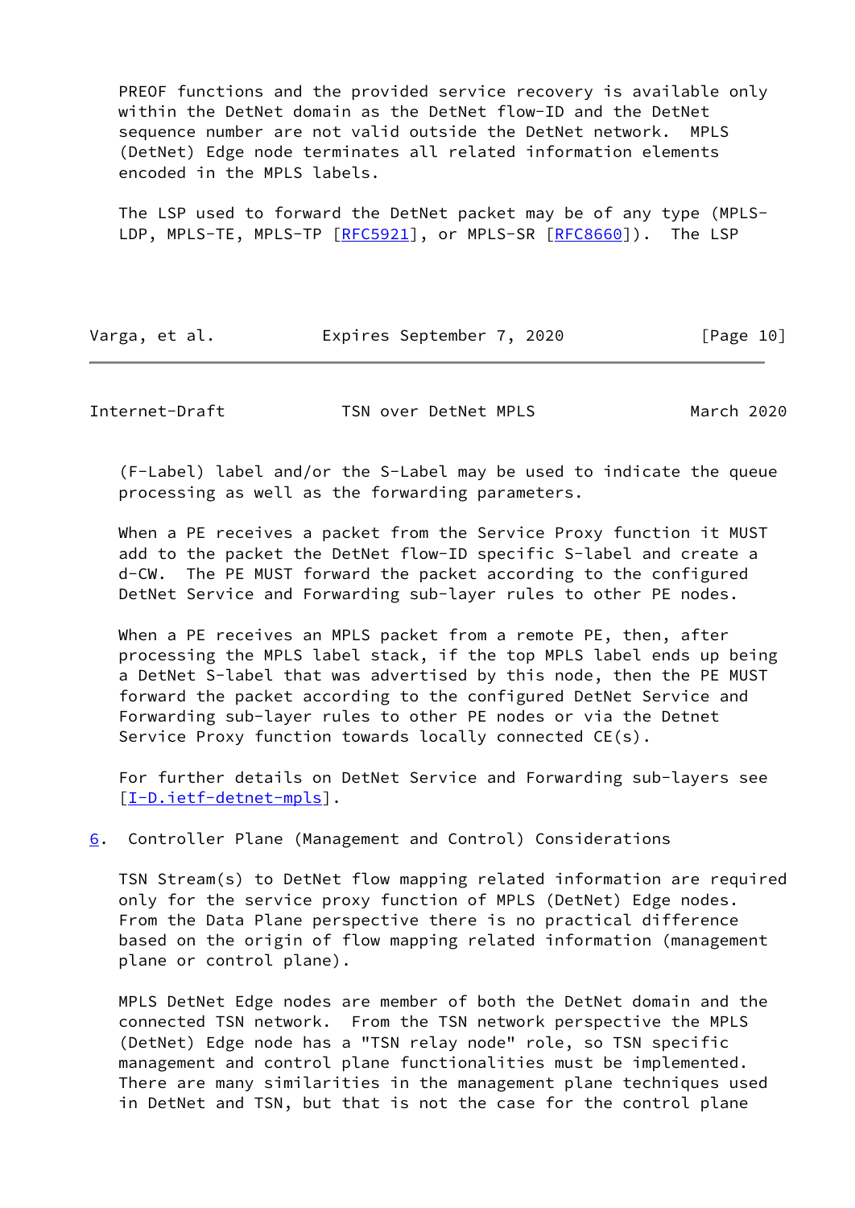PREOF functions and the provided service recovery is available only within the DetNet domain as the DetNet flow-ID and the DetNet sequence number are not valid outside the DetNet network. MPLS (DetNet) Edge node terminates all related information elements encoded in the MPLS labels.

The LSP used to forward the DetNet packet may be of any type (MPLS-LDP, MPLS-TE, MPLS-TP [RFC5921], or MPLS-SR [RFC8660]). The LSP (F-Label) label and/or the S-Label may be used to indicate the queue processing as well as the forwarding parameters.

When a PE receives a packet from the Service Proxy function it MUST add to the packet the DetNet flow-ID specific S-label and create a d-CW. The PE MUST forward the packet according to the configured DetNet Service and Forwarding sub-layer rules to other PE nodes.

When a PE receives an MPLS packet from a remote PE, then, after processing the MPLS label stack, if the top MPLS label ends up being a DetNet S-label that was advertised by this node, then the PE MUST forward the packet according to the configured DetNet Service and Forwarding sub-layer rules to other PE nodes or via the Detnet Service Proxy function towards locally connected CE(s).

For further details on DetNet Service and Forwarding sub-layers see [I-D.ietf-detnet-mpls].

## 6. Controller Plane (Management and Control) Considerations

TSN Stream(s) to DetNet flow mapping related information are required only for the service proxy function of MPLS (DetNet) Edge nodes. From the Data Plane perspective there is no practical difference based on the origin of flow mapping related information (management plane or control plane).

MPLS DetNet Edge nodes are member of both the DetNet domain and the connected TSN network. From the TSN network perspective the MPLS (DetNet) Edge node has a "TSN relay node" role, so TSN specific management and control plane functionalities must be implemented. There are many similarities in the management plane techniques used in DetNet and TSN, but that is not the case for the control plane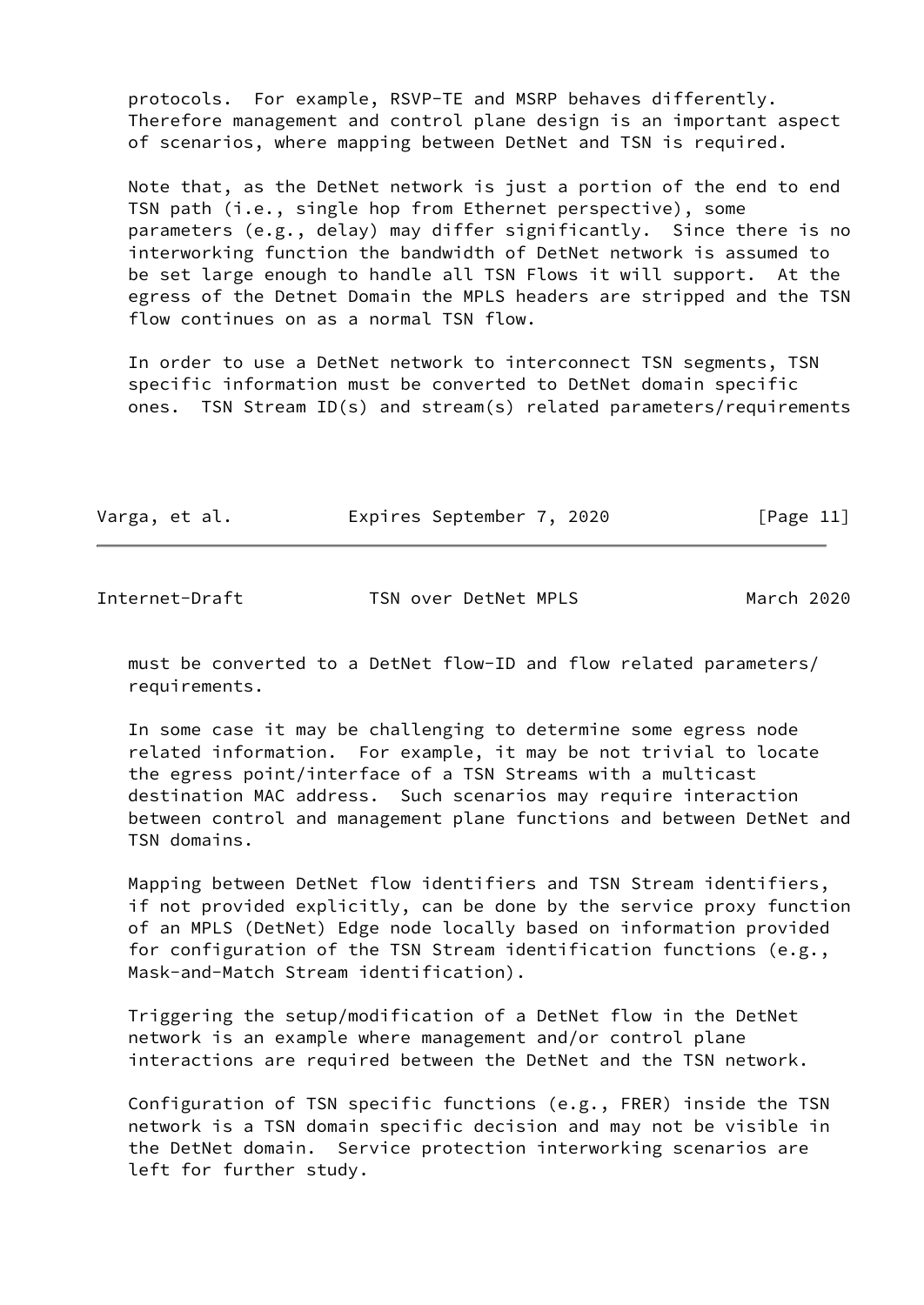protocols. For example, RSVP-TE and MSRP behaves differently. Therefore management and control plane design is an important aspect of scenarios, where mapping between DetNet and TSN is required.

Note that, as the DetNet network is just a portion of the end to end TSN path (i.e., single hop from Ethernet perspective), some parameters (e.g., delay) may differ significantly. Since there is no interworking function the bandwidth of DetNet network is assumed to be set large enough to handle all TSN Flows it will support. At the egress of the Detnet Domain the MPLS headers are stripped and the TSN flow continues on as a normal TSN flow.

In order to use a DetNet network to interconnect TSN segments, TSN specific information must be converted to DetNet domain specific ones. TSN Stream ID(s) and stream(s) related parameters/requirements must be converted to a DetNet flow-ID and flow related parameters/requirements.

In some case it may be challenging to determine some egress node related information. For example, it may be not trivial to locate the egress point/interface of a TSN Streams with a multicast destination MAC address. Such scenarios may require interaction between control and management plane functions and between DetNet and TSN domains.

Mapping between DetNet flow identifiers and TSN Stream identifiers, if not provided explicitly, can be done by the service proxy function of an MPLS (DetNet) Edge node locally based on information provided for configuration of the TSN Stream identification functions (e.g., Mask-and-Match Stream identification).

Triggering the setup/modification of a DetNet flow in the DetNet network is an example where management and/or control plane interactions are required between the DetNet and the TSN network.

Configuration of TSN specific functions (e.g., FRER) inside the TSN network is a TSN domain specific decision and may not be visible in the DetNet domain. Service protection interworking scenarios are left for further study.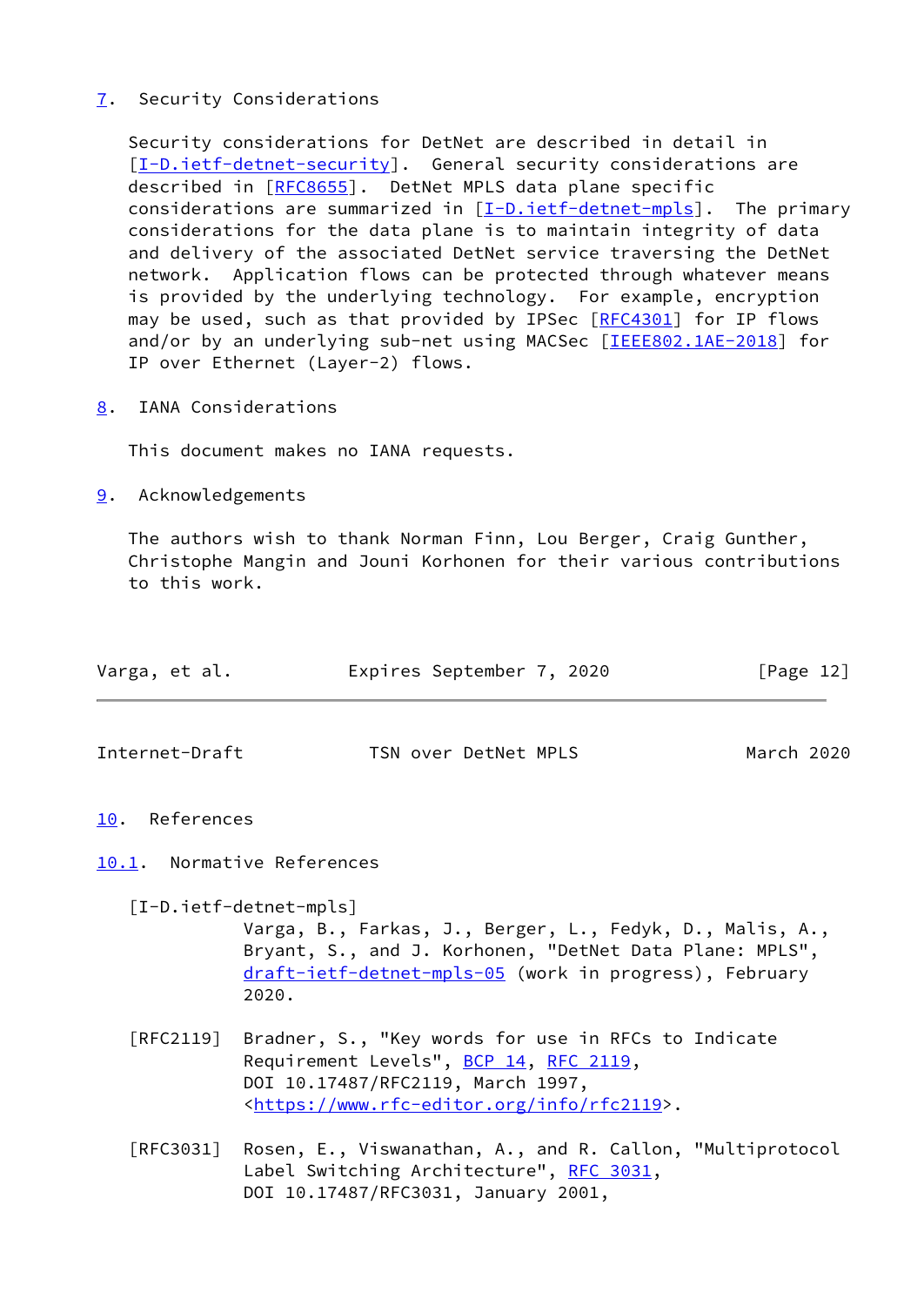## 7. Security Considerations

Security considerations for DetNet are described in detail in [I-D.ietf-detnet-security]. General security considerations are described in [RFC8655]. DetNet MPLS data plane specific considerations are summarized in [I-D.ietf-detnet-mpls]. The primary considerations for the data plane is to maintain integrity of data and delivery of the associated DetNet service traversing the DetNet network. Application flows can be protected through whatever means is provided by the underlying technology. For example, encryption may be used, such as that provided by IPSec [RFC4301] for IP flows and/or by an underlying sub-net using MACSec [IEEE802.1AE-2018] for IP over Ethernet (Layer-2) flows.

## 8. IANA Considerations

This document makes no IANA requests.

## 9. Acknowledgements

The authors wish to thank Norman Finn, Lou Berger, Craig Gunther, Christophe Mangin and Jouni Korhonen for their various contributions to this work.

## 10. References

### 10.1. Normative References

[I-D.ietf-detnet-mpls]
Varga, B., Farkas, J., Berger, L., Fedyk, D., Malis, A., Bryant, S., and J. Korhonen, "DetNet Data Plane: MPLS", draft-ietf-detnet-mpls-05 (work in progress), February 2020.

[RFC2119] Bradner, S., "Key words for use in RFCs to Indicate Requirement Levels", BCP 14, RFC 2119, DOI 10.17487/RFC2119, March 1997, <https://www.rfc-editor.org/info/rfc2119>.

[RFC3031] Rosen, E., Viswanathan, A., and R. Callon, "Multiprotocol Label Switching Architecture", RFC 3031, DOI 10.17487/RFC3031, January 2001,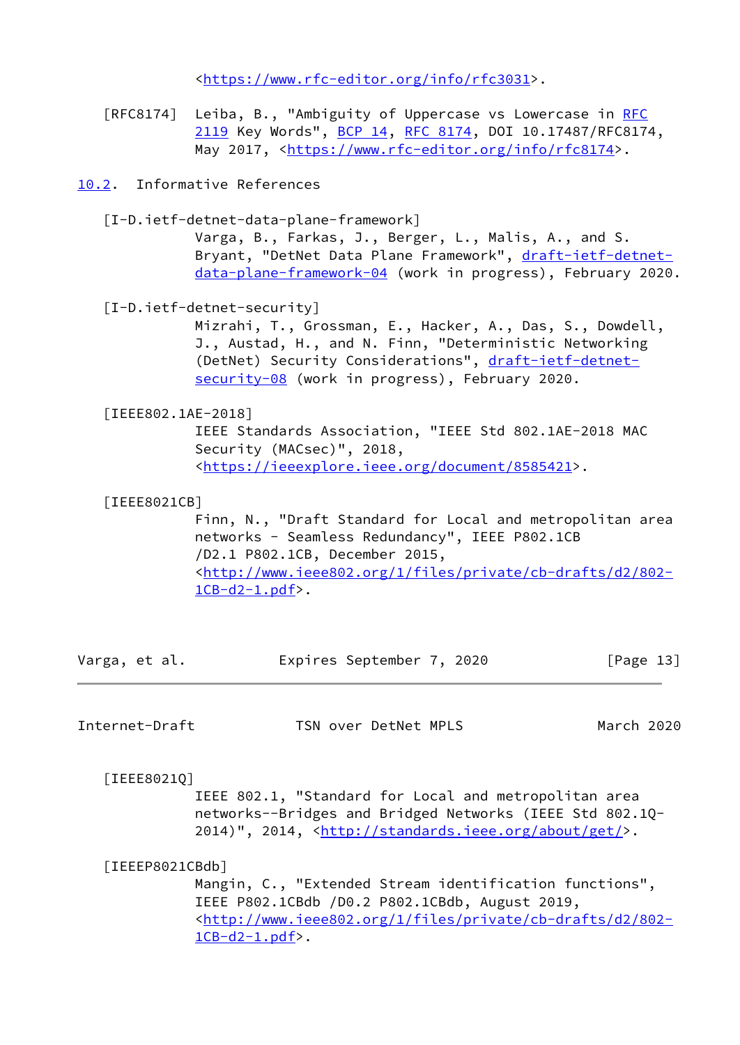<https://www.rfc-editor.org/info/rfc3031>.

[RFC8174] Leiba, B., "Ambiguity of Uppercase vs Lowercase in RFC 2119 Key Words", BCP 14, RFC 8174, DOI 10.17487/RFC8174, May 2017, <https://www.rfc-editor.org/info/rfc8174>.

## 10.2. Informative References

[I-D.ietf-detnet-data-plane-framework]
Varga, B., Farkas, J., Berger, L., Malis, A., and S. Bryant, "DetNet Data Plane Framework", draft-ietf-detnet-data-plane-framework-04 (work in progress), February 2020.

[I-D.ietf-detnet-security]
Mizrahi, T., Grossman, E., Hacker, A., Das, S., Dowdell, J., Austad, H., and N. Finn, "Deterministic Networking (DetNet) Security Considerations", draft-ietf-detnet-security-08 (work in progress), February 2020.

[IEEE802.1AE-2018]
IEEE Standards Association, "IEEE Std 802.1AE-2018 MAC Security (MACsec)", 2018, <https://ieeexplore.ieee.org/document/8585421>.

[IEEE8021CB]
Finn, N., "Draft Standard for Local and metropolitan area networks - Seamless Redundancy", IEEE P802.1CB /D2.1 P802.1CB, December 2015, <http://www.ieee802.org/1/files/private/cb-drafts/d2/802-1CB-d2-1.pdf>.

[IEEE8021Q]
IEEE 802.1, "Standard for Local and metropolitan area networks--Bridges and Bridged Networks (IEEE Std 802.1Q-2014)", 2014, <http://standards.ieee.org/about/get/>.

[IEEEP8021CBdb]
Mangin, C., "Extended Stream identification functions", IEEE P802.1CBdb /D0.2 P802.1CBdb, August 2019, <http://www.ieee802.org/1/files/private/cb-drafts/d2/802-1CB-d2-1.pdf>.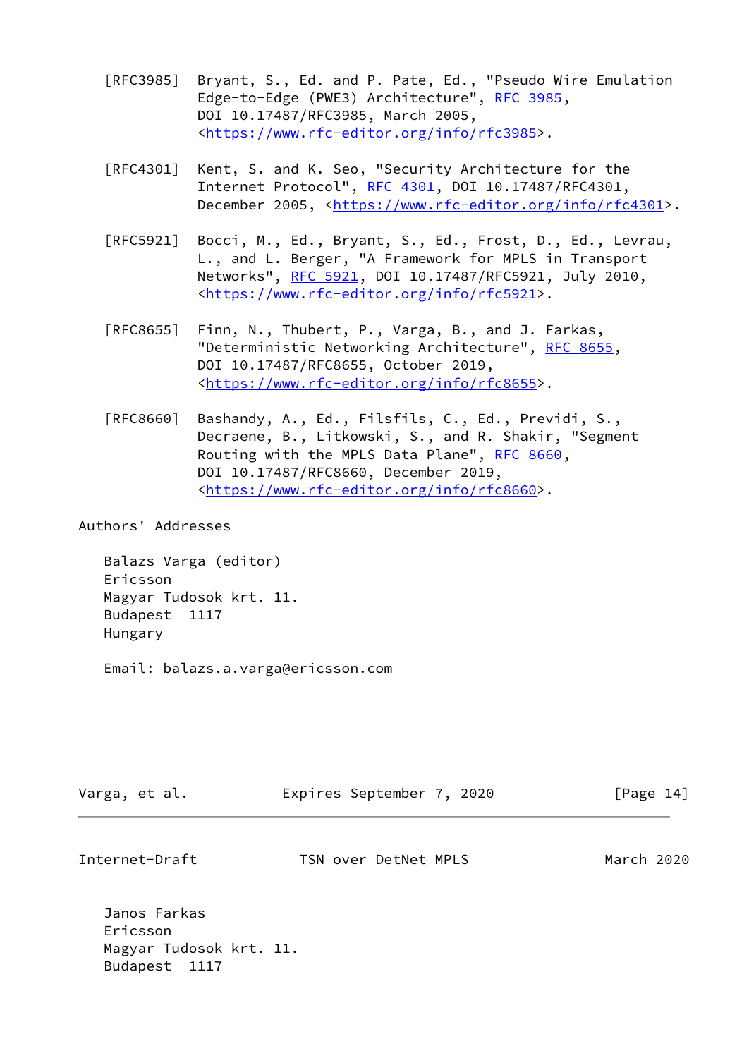[RFC3985] Bryant, S., Ed. and P. Pate, Ed., "Pseudo Wire Emulation Edge-to-Edge (PWE3) Architecture", RFC 3985, DOI 10.17487/RFC3985, March 2005, <https://www.rfc-editor.org/info/rfc3985>.

[RFC4301] Kent, S. and K. Seo, "Security Architecture for the Internet Protocol", RFC 4301, DOI 10.17487/RFC4301, December 2005, <https://www.rfc-editor.org/info/rfc4301>.

[RFC5921] Bocci, M., Ed., Bryant, S., Ed., Frost, D., Ed., Levrau, L., and L. Berger, "A Framework for MPLS in Transport Networks", RFC 5921, DOI 10.17487/RFC5921, July 2010, <https://www.rfc-editor.org/info/rfc5921>.

[RFC8655] Finn, N., Thubert, P., Varga, B., and J. Farkas, "Deterministic Networking Architecture", RFC 8655, DOI 10.17487/RFC8655, October 2019, <https://www.rfc-editor.org/info/rfc8655>.

[RFC8660] Bashandy, A., Ed., Filsfils, C., Ed., Previdi, S., Decraene, B., Litkowski, S., and R. Shakir, "Segment Routing with the MPLS Data Plane", RFC 8660, DOI 10.17487/RFC8660, December 2019, <https://www.rfc-editor.org/info/rfc8660>.

## Authors' Addresses

Balazs Varga (editor)
Ericsson
Magyar Tudosok krt. 11.
Budapest 1117
Hungary

Email: balazs.a.varga@ericsson.com

Janos Farkas
Ericsson
Magyar Tudosok krt. 11.
Budapest 1117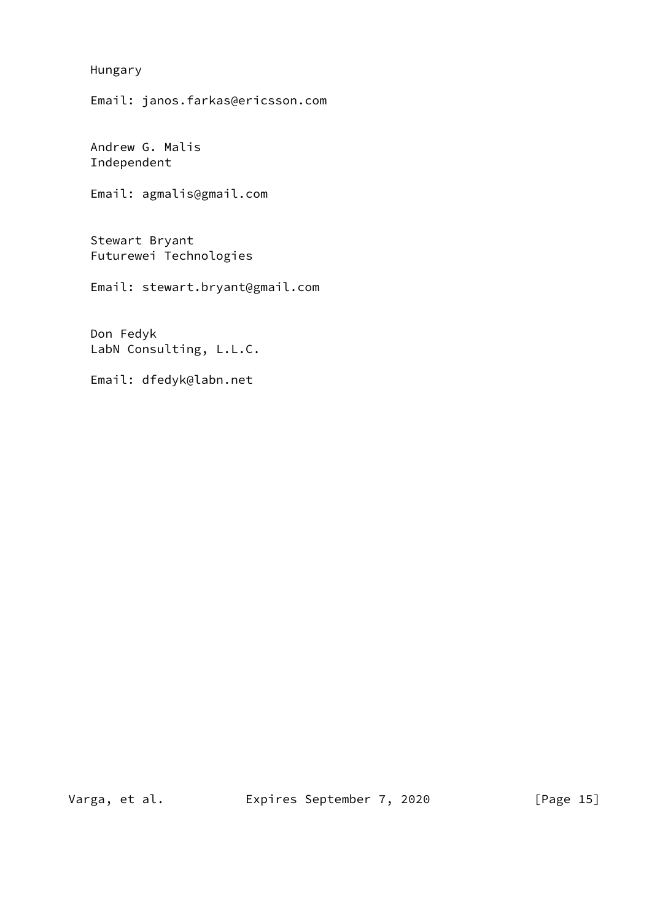Hungary

Email: janos.farkas@ericsson.com

Andrew G. Malis
Independent

Email: agmalis@gmail.com

Stewart Bryant
Futurewei Technologies

Email: stewart.bryant@gmail.com

Don Fedyk
LabN Consulting, L.L.C.

Email: dfedyk@labn.net